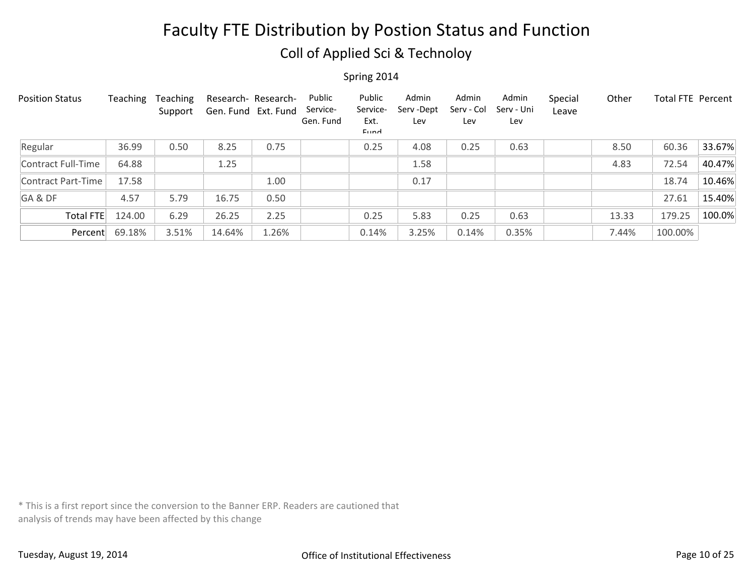# Faculty FTE Distribution by Postion Status and Function

## Coll of Applied Sci & Technoloy

Spring 2014

| Position Status | Teaching | Teaching Support | Research- Gen. Fund | Research- Ext. Fund | Public Service- Gen. Fund | Public Service- Ext. Fund | Admin Serv -Dept Lev | Admin Serv - Col Lev | Admin Serv - Uni Lev | Special Leave | Other | Total FTE | Percent |
|---|---|---|---|---|---|---|---|---|---|---|---|---|---|
| Regular | 36.99 | 0.50 | 8.25 | 0.75 | | 0.25 | 4.08 | 0.25 | 0.63 | | 8.50 | 60.36 | 33.67% |
| Contract Full-Time | 64.88 | | 1.25 | | | | 1.58 | | | | 4.83 | 72.54 | 40.47% |
| Contract Part-Time | 17.58 | | | 1.00 | | | 0.17 | | | | | 18.74 | 10.46% |
| GA & DF | 4.57 | 5.79 | 16.75 | 0.50 | | | | | | | | 27.61 | 15.40% |
| Total FTE | 124.00 | 6.29 | 26.25 | 2.25 | | 0.25 | 5.83 | 0.25 | 0.63 | | 13.33 | 179.25 | 100.0% |
| Percent | 69.18% | 3.51% | 14.64% | 1.26% | | 0.14% | 3.25% | 0.14% | 0.35% | | 7.44% | 100.00% | |

* This is a first report since the conversion to the Banner ERP. Readers are cautioned that analysis of trends may have been affected by this change

Tuesday, August 19, 2014

Office of Institutional Effectiveness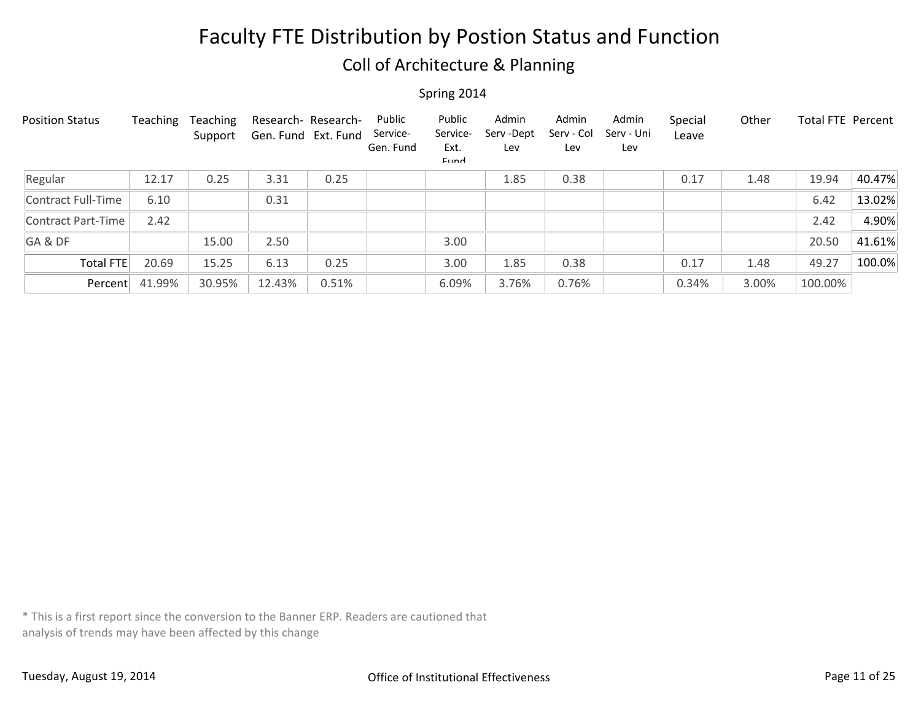# Faculty FTE Distribution by Postion Status and Function

## Coll of Architecture & Planning

Spring 2014

| Position Status | Teaching | Teaching Support | Research- Gen. Fund | Research- Ext. Fund | Public Service- Gen. Fund | Public Service- Ext. Fund | Admin Serv -Dept Lev | Admin Serv - Col Lev | Admin Serv - Uni Lev | Special Leave | Other | Total FTE | Percent |
|---|---|---|---|---|---|---|---|---|---|---|---|---|---|
| Regular | 12.17 | 0.25 | 3.31 | 0.25 | | | 1.85 | 0.38 | | 0.17 | 1.48 | 19.94 | 40.47% |
| Contract Full-Time | 6.10 | | 0.31 | | | | | | | | | 6.42 | 13.02% |
| Contract Part-Time | 2.42 | | | | | | | | | | | 2.42 | 4.90% |
| GA & DF | | 15.00 | 2.50 | | | 3.00 | | | | | | 20.50 | 41.61% |
| Total FTE | 20.69 | 15.25 | 6.13 | 0.25 | | 3.00 | 1.85 | 0.38 | | 0.17 | 1.48 | 49.27 | 100.0% |
| Percent | 41.99% | 30.95% | 12.43% | 0.51% | | 6.09% | 3.76% | 0.76% | | 0.34% | 3.00% | 100.00% | |

* This is a first report since the conversion to the Banner ERP. Readers are cautioned that analysis of trends may have been affected by this change

Tuesday, August 19, 2014

Office of Institutional Effectiveness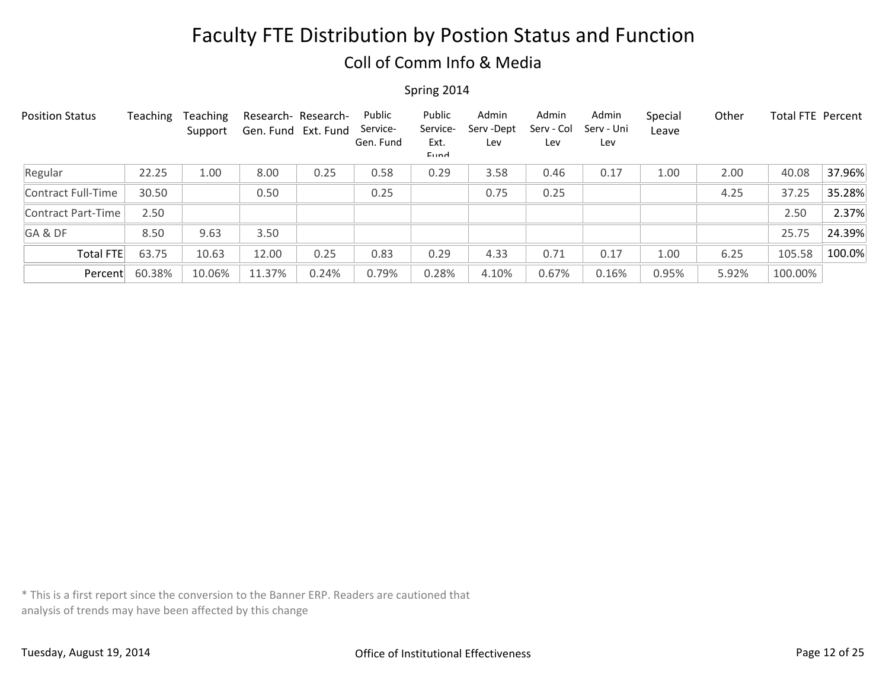# Faculty FTE Distribution by Postion Status and Function

## Coll of Comm Info & Media

Spring 2014

| Position Status | Teaching | Teaching Support | Research- Gen. Fund | Research- Ext. Fund | Public Service- Gen. Fund | Public Service- Ext. Fund | Admin Serv -Dept Lev | Admin Serv - Col Lev | Admin Serv - Uni Lev | Special Leave | Other | Total FTE | Percent |
|---|---|---|---|---|---|---|---|---|---|---|---|---|---|
| Regular | 22.25 | 1.00 | 8.00 | 0.25 | 0.58 | 0.29 | 3.58 | 0.46 | 0.17 | 1.00 | 2.00 | 40.08 | 37.96% |
| Contract Full-Time | 30.50 | | 0.50 | | 0.25 | | 0.75 | 0.25 | | | 4.25 | 37.25 | 35.28% |
| Contract Part-Time | 2.50 | | | | | | | | | | | 2.50 | 2.37% |
| GA & DF | 8.50 | 9.63 | 3.50 | | | | | | | | | 25.75 | 24.39% |
| Total FTE | 63.75 | 10.63 | 12.00 | 0.25 | 0.83 | 0.29 | 4.33 | 0.71 | 0.17 | 1.00 | 6.25 | 105.58 | 100.0% |
| Percent | 60.38% | 10.06% | 11.37% | 0.24% | 0.79% | 0.28% | 4.10% | 0.67% | 0.16% | 0.95% | 5.92% | 100.00% | |

* This is a first report since the conversion to the Banner ERP. Readers are cautioned that analysis of trends may have been affected by this change

Tuesday, August 19, 2014

Office of Institutional Effectiveness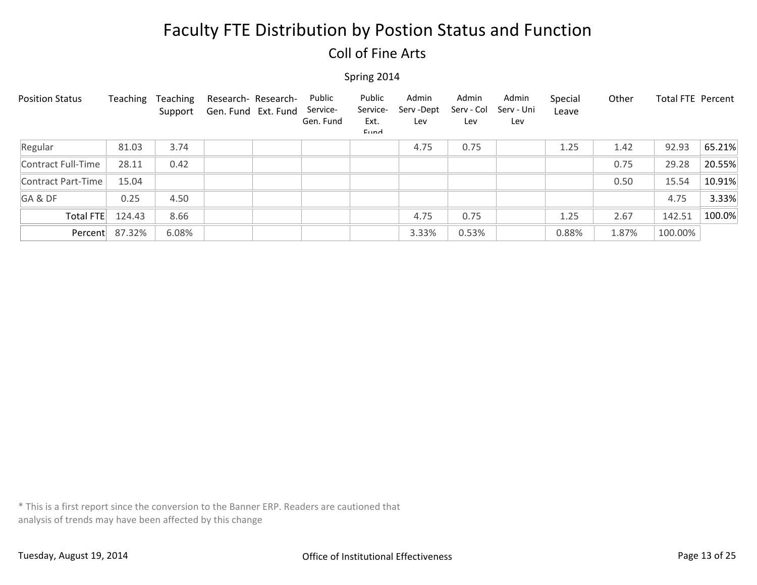# Faculty FTE Distribution by Postion Status and Function

## Coll of Fine Arts

Spring 2014

| Position Status | Teaching | Teaching Support | Research- Gen. Fund | Research- Ext. Fund | Public Service- Gen. Fund | Public Service- Ext. Fund | Admin Serv -Dept Lev | Admin Serv - Col Lev | Admin Serv - Uni Lev | Special Leave | Other | Total FTE | Percent |
|---|---|---|---|---|---|---|---|---|---|---|---|---|---|
| Regular | 81.03 | 3.74 | | | | | 4.75 | 0.75 | | 1.25 | 1.42 | 92.93 | 65.21% |
| Contract Full-Time | 28.11 | 0.42 | | | | | | | | | 0.75 | 29.28 | 20.55% |
| Contract Part-Time | 15.04 | | | | | | | | | | 0.50 | 15.54 | 10.91% |
| GA & DF | 0.25 | 4.50 | | | | | | | | | | 4.75 | 3.33% |
| Total FTE | 124.43 | 8.66 | | | | | 4.75 | 0.75 | | 1.25 | 2.67 | 142.51 | 100.0% |
| Percent | 87.32% | 6.08% | | | | | 3.33% | 0.53% | | 0.88% | 1.87% | 100.00% | |

* This is a first report since the conversion to the Banner ERP. Readers are cautioned that analysis of trends may have been affected by this change

Tuesday, August 19, 2014

Office of Institutional Effectiveness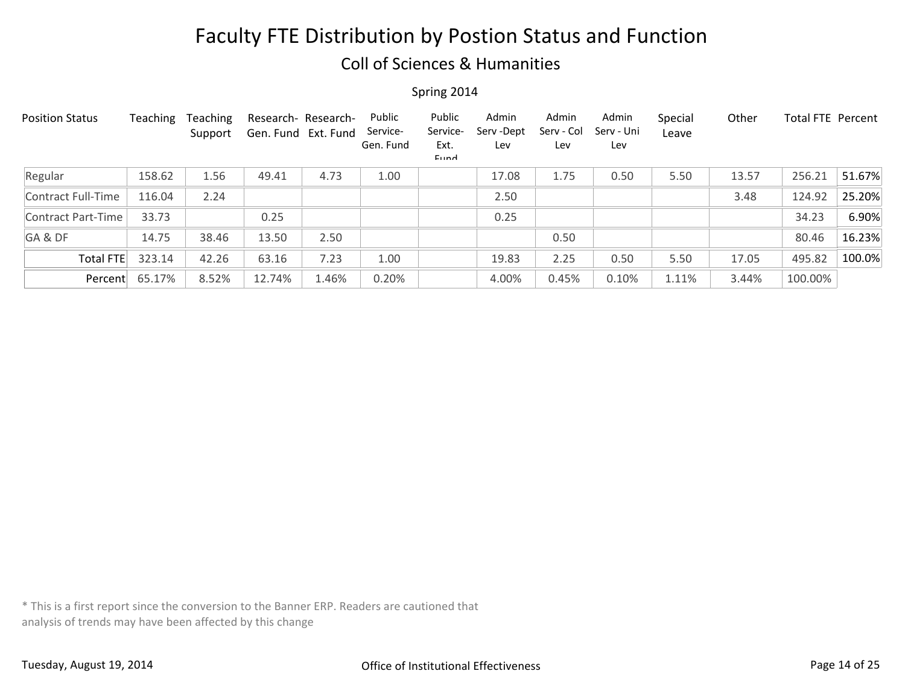# Faculty FTE Distribution by Postion Status and Function

## Coll of Sciences & Humanities

Spring 2014

| Position Status | Teaching | Teaching Support | Research-Gen. Fund | Research-Ext. Fund | Public Service-Gen. Fund | Public Service-Ext. Fund | Admin Serv -Dept Lev | Admin Serv - Col Lev | Admin Serv - Uni Lev | Special Leave | Other | Total FTE | Percent |
|---|---|---|---|---|---|---|---|---|---|---|---|---|---|
| Regular | 158.62 | 1.56 | 49.41 | 4.73 | 1.00 | | 17.08 | 1.75 | 0.50 | 5.50 | 13.57 | 256.21 | 51.67% |
| Contract Full-Time | 116.04 | 2.24 | | | | | 2.50 | | | | 3.48 | 124.92 | 25.20% |
| Contract Part-Time | 33.73 | | 0.25 | | | | 0.25 | | | | | 34.23 | 6.90% |
| GA & DF | 14.75 | 38.46 | 13.50 | 2.50 | | | | 0.50 | | | | 80.46 | 16.23% |
| Total FTE | 323.14 | 42.26 | 63.16 | 7.23 | 1.00 | | 19.83 | 2.25 | 0.50 | 5.50 | 17.05 | 495.82 | 100.0% |
| Percent | 65.17% | 8.52% | 12.74% | 1.46% | 0.20% | | 4.00% | 0.45% | 0.10% | 1.11% | 3.44% | 100.00% | |

* This is a first report since the conversion to the Banner ERP. Readers are cautioned that analysis of trends may have been affected by this change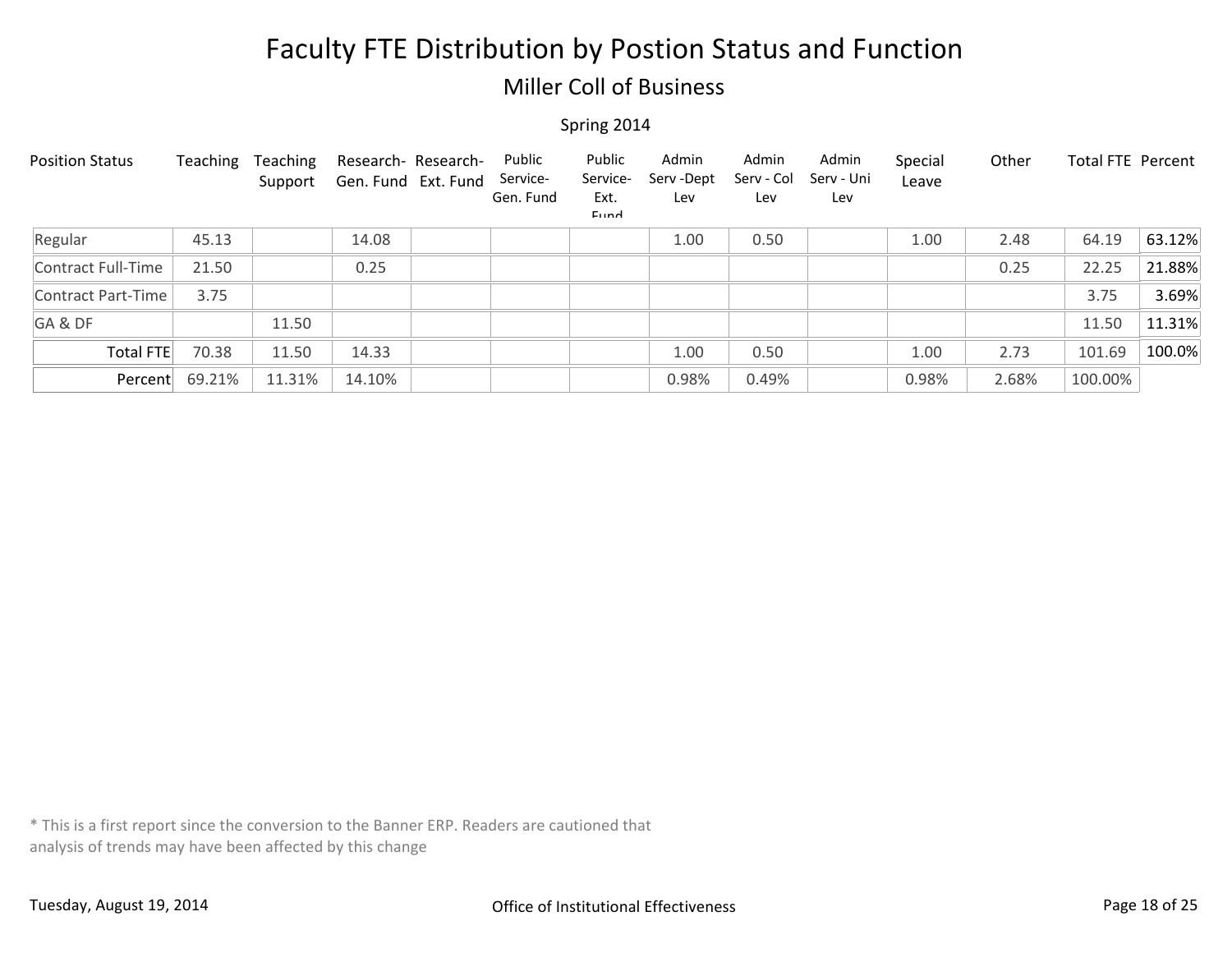# Faculty FTE Distribution by Postion Status and Function

## Miller Coll of Business

Spring 2014

| Position Status | Teaching | Teaching Support | Research- Gen. Fund | Research- Ext. Fund | Public Service- Gen. Fund | Public Service- Ext. Fund | Admin Serv -Dept Lev | Admin Serv - Col Lev | Admin Serv - Uni Lev | Special Leave | Other | Total FTE | Percent |
|---|---|---|---|---|---|---|---|---|---|---|---|---|---|
| Regular | 45.13 | | 14.08 | | | | 1.00 | 0.50 | | 1.00 | 2.48 | 64.19 | 63.12% |
| Contract Full-Time | 21.50 | | 0.25 | | | | | | | | 0.25 | 22.25 | 21.88% |
| Contract Part-Time | 3.75 | | | | | | | | | | | 3.75 | 3.69% |
| GA & DF | | 11.50 | | | | | | | | | | 11.50 | 11.31% |
| Total FTE | 70.38 | 11.50 | 14.33 | | | | 1.00 | 0.50 | | 1.00 | 2.73 | 101.69 | 100.0% |
| Percent | 69.21% | 11.31% | 14.10% | | | | 0.98% | 0.49% | | 0.98% | 2.68% | 100.00% | |

* This is a first report since the conversion to the Banner ERP. Readers are cautioned that analysis of trends may have been affected by this change

Tuesday, August 19, 2014

Office of Institutional Effectiveness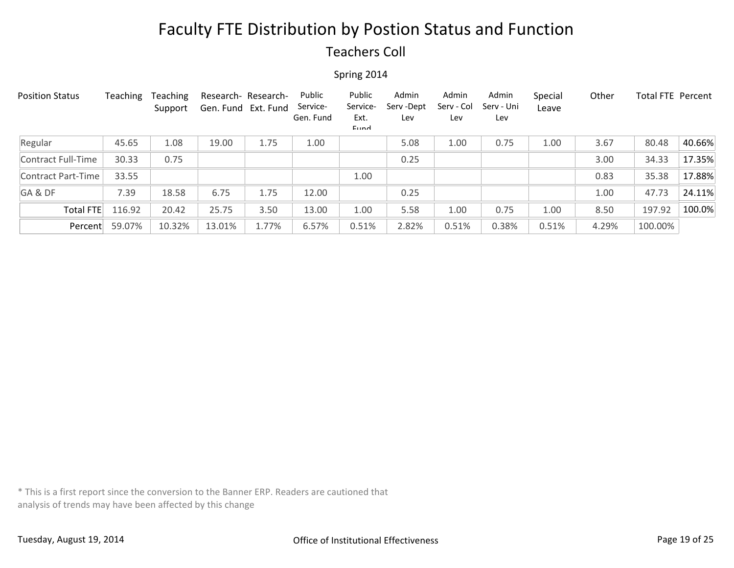# Faculty FTE Distribution by Postion Status and Function

## Teachers Coll

Spring 2014

| Position Status | Teaching | Teaching Support | Research- Gen. Fund | Research- Ext. Fund | Public Service- Gen. Fund | Public Service- Ext. Fund | Admin Serv -Dept Lev | Admin Serv - Col Lev | Admin Serv - Uni Lev | Special Leave | Other | Total FTE | Percent |
|---|---|---|---|---|---|---|---|---|---|---|---|---|---|
| Regular | 45.65 | 1.08 | 19.00 | 1.75 | 1.00 | | 5.08 | 1.00 | 0.75 | 1.00 | 3.67 | 80.48 | 40.66% |
| Contract Full-Time | 30.33 | 0.75 | | | | | 0.25 | | | | 3.00 | 34.33 | 17.35% |
| Contract Part-Time | 33.55 | | | | | 1.00 | | | | | 0.83 | 35.38 | 17.88% |
| GA & DF | 7.39 | 18.58 | 6.75 | 1.75 | 12.00 | | 0.25 | | | | 1.00 | 47.73 | 24.11% |
| Total FTE | 116.92 | 20.42 | 25.75 | 3.50 | 13.00 | 1.00 | 5.58 | 1.00 | 0.75 | 1.00 | 8.50 | 197.92 | 100.0% |
| Percent | 59.07% | 10.32% | 13.01% | 1.77% | 6.57% | 0.51% | 2.82% | 0.51% | 0.38% | 0.51% | 4.29% | 100.00% | |

* This is a first report since the conversion to the Banner ERP. Readers are cautioned that analysis of trends may have been affected by this change

Tuesday, August 19, 2014

Office of Institutional Effectiveness